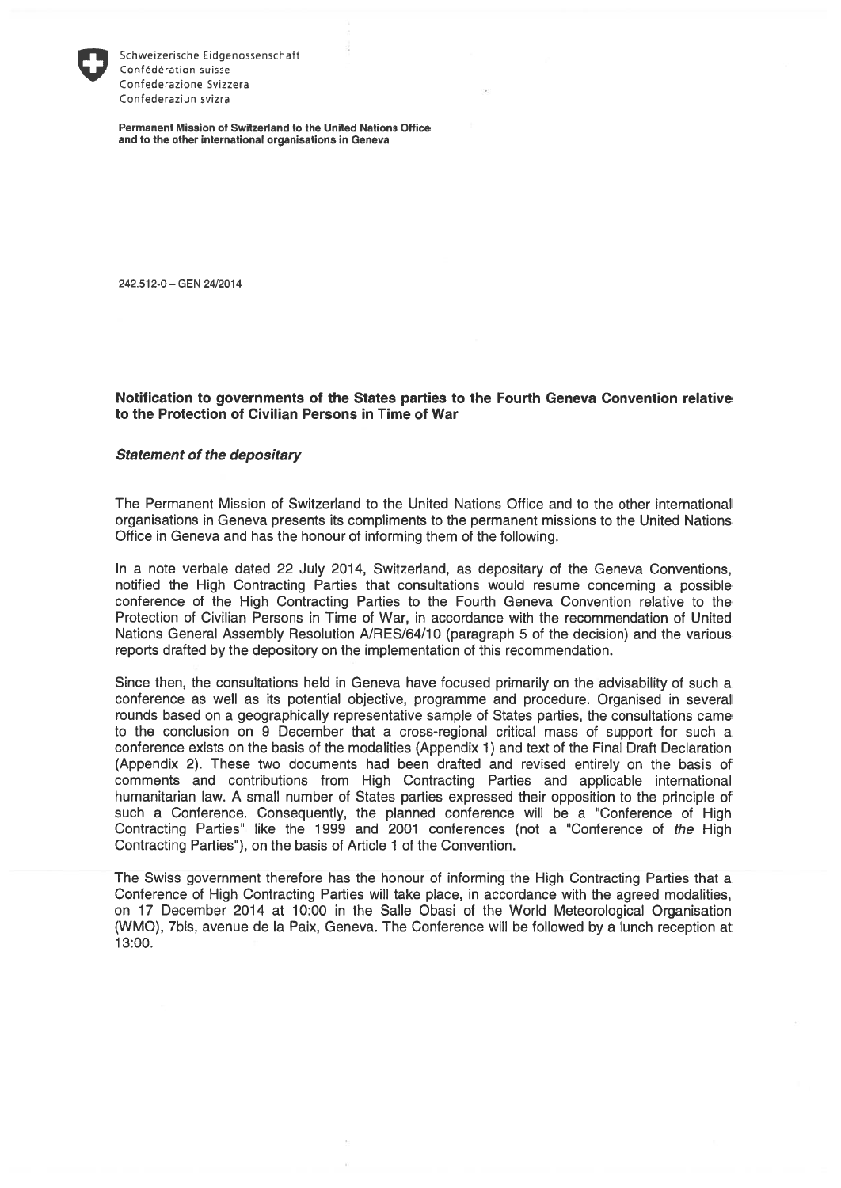Schweizerische Eidgenossenschaft
Confédération suisse
Confederazione Svizzera
Confederaziun svizra

**Permanent Mission of Switzerland to the United Nations Office and to the other international organisations in Geneva**

242.512-0 – GEN 24/2014

## Notification to governments of the States parties to the Fourth Geneva Convention relative to the Protection of Civilian Persons in Time of War

***Statement of the depositary***

The Permanent Mission of Switzerland to the United Nations Office and to the other international organisations in Geneva presents its compliments to the permanent missions to the United Nations Office in Geneva and has the honour of informing them of the following.

In a note verbale dated 22 July 2014, Switzerland, as depositary of the Geneva Conventions, notified the High Contracting Parties that consultations would resume concerning a possible conference of the High Contracting Parties to the Fourth Geneva Convention relative to the Protection of Civilian Persons in Time of War, in accordance with the recommendation of United Nations General Assembly Resolution A/RES/64/10 (paragraph 5 of the decision) and the various reports drafted by the depository on the implementation of this recommendation.

Since then, the consultations held in Geneva have focused primarily on the advisability of such a conference as well as its potential objective, programme and procedure. Organised in several rounds based on a geographically representative sample of States parties, the consultations came to the conclusion on 9 December that a cross-regional critical mass of support for such a conference exists on the basis of the modalities (Appendix 1) and text of the Final Draft Declaration (Appendix 2). These two documents had been drafted and revised entirely on the basis of comments and contributions from High Contracting Parties and applicable international humanitarian law. A small number of States parties expressed their opposition to the principle of such a Conference. Consequently, the planned conference will be a "Conference of High Contracting Parties" like the 1999 and 2001 conferences (not a "Conference of *the* High Contracting Parties"), on the basis of Article 1 of the Convention.

The Swiss government therefore has the honour of informing the High Contracting Parties that a Conference of High Contracting Parties will take place, in accordance with the agreed modalities, on 17 December 2014 at 10:00 in the Salle Obasi of the World Meteorological Organisation (WMO), 7bis, avenue de la Paix, Geneva. The Conference will be followed by a lunch reception at 13:00.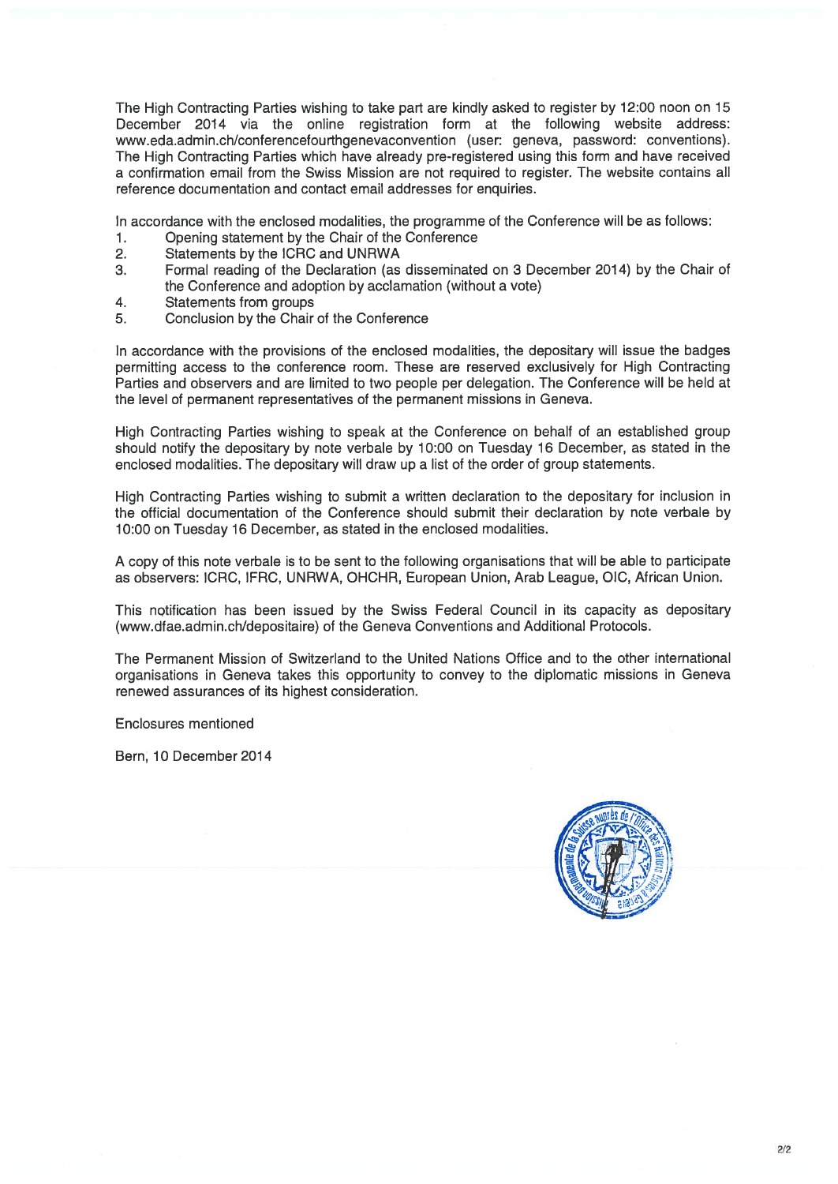The High Contracting Parties wishing to take part are kindly asked to register by 12:00 noon on 15 December 2014 via the online registration form at the following website address: www.eda.admin.ch/conferencefourthgenevaconvention (user: geneva, password: conventions). The High Contracting Parties which have already pre-registered using this form and have received a confirmation email from the Swiss Mission are not required to register. The website contains all reference documentation and contact email addresses for enquiries.

In accordance with the enclosed modalities, the programme of the Conference will be as follows:

1. Opening statement by the Chair of the Conference
2. Statements by the ICRC and UNRWA
3. Formal reading of the Declaration (as disseminated on 3 December 2014) by the Chair of the Conference and adoption by acclamation (without a vote)
4. Statements from groups
5. Conclusion by the Chair of the Conference

In accordance with the provisions of the enclosed modalities, the depositary will issue the badges permitting access to the conference room. These are reserved exclusively for High Contracting Parties and observers and are limited to two people per delegation. The Conference will be held at the level of permanent representatives of the permanent missions in Geneva.

High Contracting Parties wishing to speak at the Conference on behalf of an established group should notify the depositary by note verbale by 10:00 on Tuesday 16 December, as stated in the enclosed modalities. The depositary will draw up a list of the order of group statements.

High Contracting Parties wishing to submit a written declaration to the depositary for inclusion in the official documentation of the Conference should submit their declaration by note verbale by 10:00 on Tuesday 16 December, as stated in the enclosed modalities.

A copy of this note verbale is to be sent to the following organisations that will be able to participate as observers: ICRC, IFRC, UNRWA, OHCHR, European Union, Arab League, OIC, African Union.

This notification has been issued by the Swiss Federal Council in its capacity as depositary (www.dfae.admin.ch/depositaire) of the Geneva Conventions and Additional Protocols.

The Permanent Mission of Switzerland to the United Nations Office and to the other international organisations in Geneva takes this opportunity to convey to the diplomatic missions in Geneva renewed assurances of its highest consideration.

Enclosures mentioned

Bern, 10 December 2014